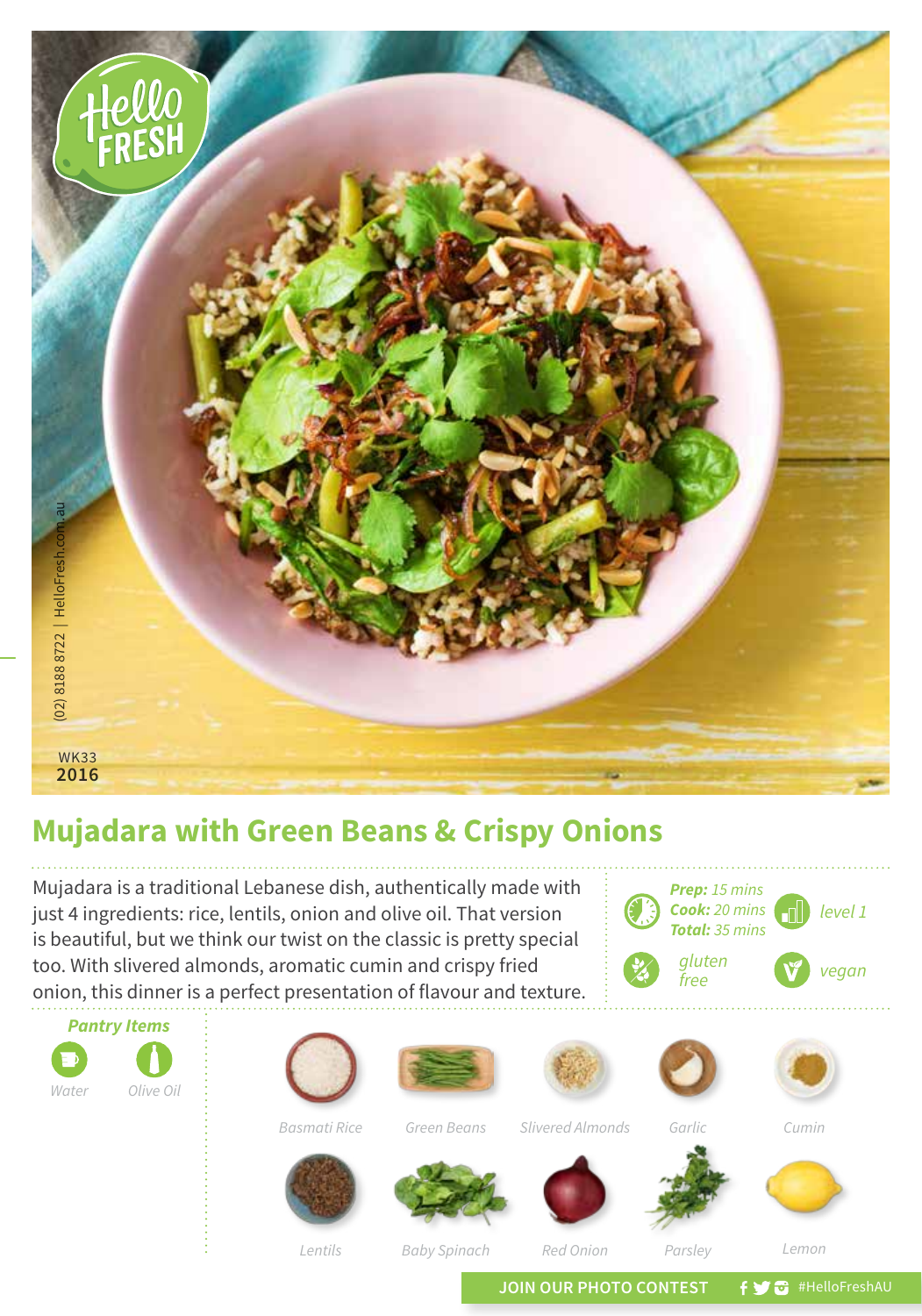WK33
**2016**

(02) 8188 8722 | HelloFresh.com.au

# Mujadara with Green Beans & Crispy Onions

Mujadara is a traditional Lebanese dish, authentically made with just 4 ingredients: rice, lentils, onion and olive oil. That version is beautiful, but we think our twist on the classic is pretty special too. With slivered almonds, aromatic cumin and crispy fried onion, this dinner is a perfect presentation of flavour and texture.

***Prep:*** *15 mins*
***Cook:*** *20 mins*
***Total:*** *35 mins*

*level 1*

*gluten free*

*vegan*

***Pantry Items***

*Water*
*Olive Oil*

*Basmati Rice*
*Green Beans*
*Slivered Almonds*
*Garlic*
*Cumin*
*Lentils*
*Baby Spinach*
*Red Onion*
*Parsley*
*Lemon*

**JOIN OUR PHOTO CONTEST** #HelloFreshAU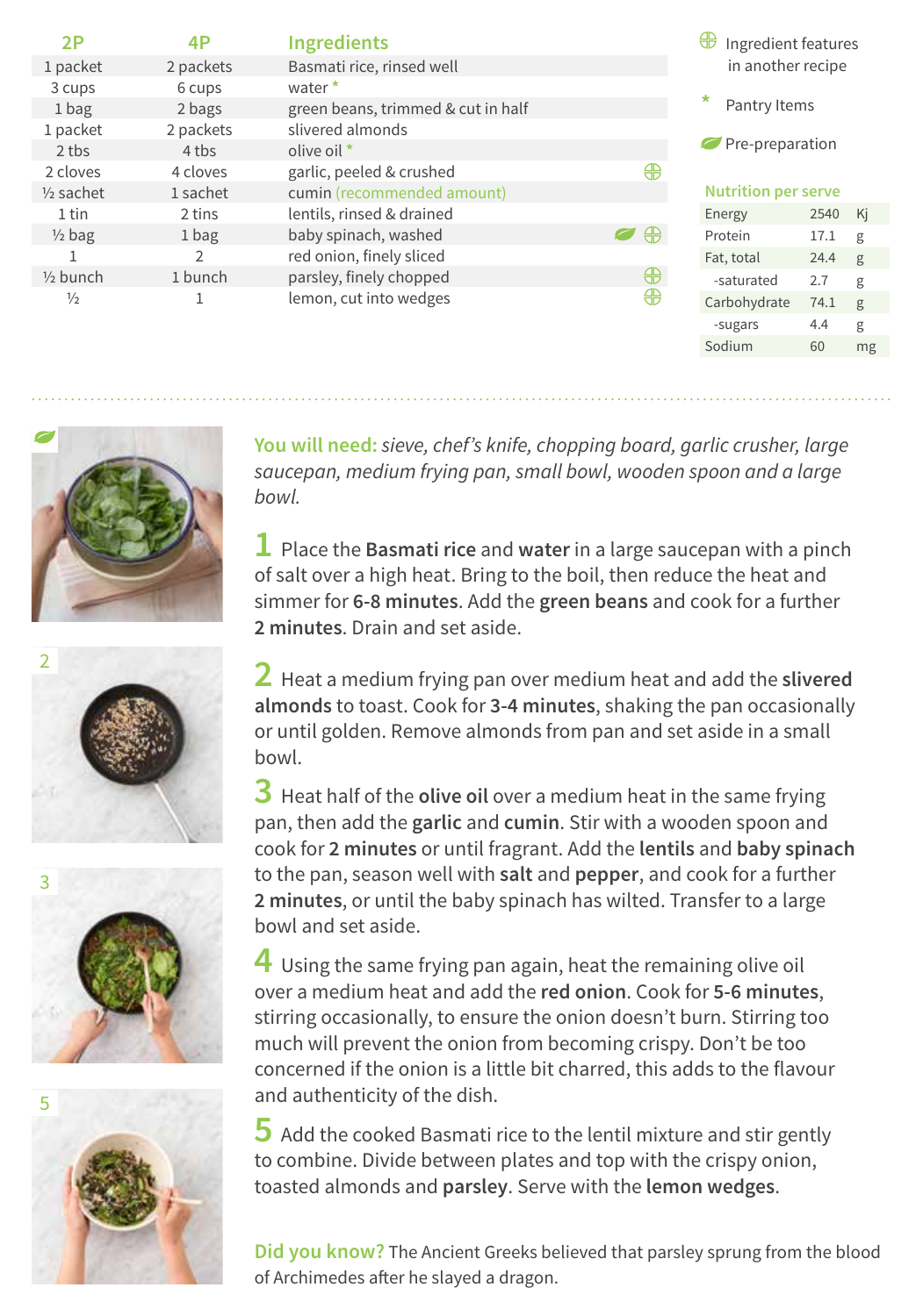| 2P | 4P | Ingredients | |
|---|---|---|---|
| 1 packet | 2 packets | Basmati rice, rinsed well | |
| 3 cups | 6 cups | water * | |
| 1 bag | 2 bags | green beans, trimmed & cut in half | |
| 1 packet | 2 packets | slivered almonds | |
| 2 tbs | 4 tbs | olive oil * | |
| 2 cloves | 4 cloves | garlic, peeled & crushed | ⊕ |
| ½ sachet | 1 sachet | cumin (recommended amount) | |
| 1 tin | 2 tins | lentils, rinsed & drained | |
| ½ bag | 1 bag | baby spinach, washed | 🍃 ⊕ |
| 1 | 2 | red onion, finely sliced | |
| ½ bunch | 1 bunch | parsley, finely chopped | ⊕ |
| ½ | 1 | lemon, cut into wedges | ⊕ |

⊕ Ingredient features in another recipe

\* Pantry Items

🍃 Pre-preparation

**Nutrition per serve**

| | | |
|---|---|---|
| Energy | 2540 | Kj |
| Protein | 17.1 | g |
| Fat, total | 24.4 | g |
| -saturated | 2.7 | g |
| Carbohydrate | 74.1 | g |
| -sugars | 4.4 | g |
| Sodium | 60 | mg |

**You will need:** *sieve, chef's knife, chopping board, garlic crusher, large saucepan, medium frying pan, small bowl, wooden spoon and a large bowl.*

**1** Place the **Basmati rice** and **water** in a large saucepan with a pinch of salt over a high heat. Bring to the boil, then reduce the heat and simmer for **6-8 minutes**. Add the **green beans** and cook for a further **2 minutes**. Drain and set aside.

**2** Heat a medium frying pan over medium heat and add the **slivered almonds** to toast. Cook for **3-4 minutes**, shaking the pan occasionally or until golden. Remove almonds from pan and set aside in a small bowl.

**3** Heat half of the **olive oil** over a medium heat in the same frying pan, then add the **garlic** and **cumin**. Stir with a wooden spoon and cook for **2 minutes** or until fragrant. Add the **lentils** and **baby spinach** to the pan, season well with **salt** and **pepper**, and cook for a further **2 minutes**, or until the baby spinach has wilted. Transfer to a large bowl and set aside.

**4** Using the same frying pan again, heat the remaining olive oil over a medium heat and add the **red onion**. Cook for **5-6 minutes**, stirring occasionally, to ensure the onion doesn't burn. Stirring too much will prevent the onion from becoming crispy. Don't be too concerned if the onion is a little bit charred, this adds to the flavour and authenticity of the dish.

**5** Add the cooked Basmati rice to the lentil mixture and stir gently to combine. Divide between plates and top with the crispy onion, toasted almonds and **parsley**. Serve with the **lemon wedges**.

**Did you know?** The Ancient Greeks believed that parsley sprung from the blood of Archimedes after he slayed a dragon.